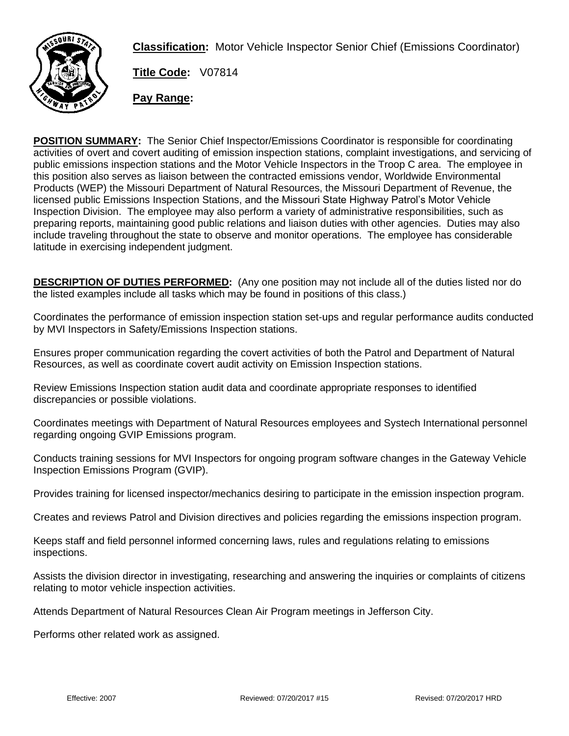**Classification:** Motor Vehicle Inspector Senior Chief (Emissions Coordinator)

**Title Code:** V07814

**Pay Range:**

**POSITION SUMMARY:** The Senior Chief Inspector/Emissions Coordinator is responsible for coordinating activities of overt and covert auditing of emission inspection stations, complaint investigations, and servicing of public emissions inspection stations and the Motor Vehicle Inspectors in the Troop C area. The employee in this position also serves as liaison between the contracted emissions vendor, Worldwide Environmental Products (WEP) the Missouri Department of Natural Resources, the Missouri Department of Revenue, the licensed public Emissions Inspection Stations, and the Missouri State Highway Patrol's Motor Vehicle Inspection Division. The employee may also perform a variety of administrative responsibilities, such as preparing reports, maintaining good public relations and liaison duties with other agencies. Duties may also include traveling throughout the state to observe and monitor operations. The employee has considerable latitude in exercising independent judgment.

**DESCRIPTION OF DUTIES PERFORMED:** (Any one position may not include all of the duties listed nor do the listed examples include all tasks which may be found in positions of this class.)

Coordinates the performance of emission inspection station set-ups and regular performance audits conducted by MVI Inspectors in Safety/Emissions Inspection stations.

Ensures proper communication regarding the covert activities of both the Patrol and Department of Natural Resources, as well as coordinate covert audit activity on Emission Inspection stations.

Review Emissions Inspection station audit data and coordinate appropriate responses to identified discrepancies or possible violations.

Coordinates meetings with Department of Natural Resources employees and Systech International personnel regarding ongoing GVIP Emissions program.

Conducts training sessions for MVI Inspectors for ongoing program software changes in the Gateway Vehicle Inspection Emissions Program (GVIP).

Provides training for licensed inspector/mechanics desiring to participate in the emission inspection program.

Creates and reviews Patrol and Division directives and policies regarding the emissions inspection program.

Keeps staff and field personnel informed concerning laws, rules and regulations relating to emissions inspections.

Assists the division director in investigating, researching and answering the inquiries or complaints of citizens relating to motor vehicle inspection activities.

Attends Department of Natural Resources Clean Air Program meetings in Jefferson City.

Performs other related work as assigned.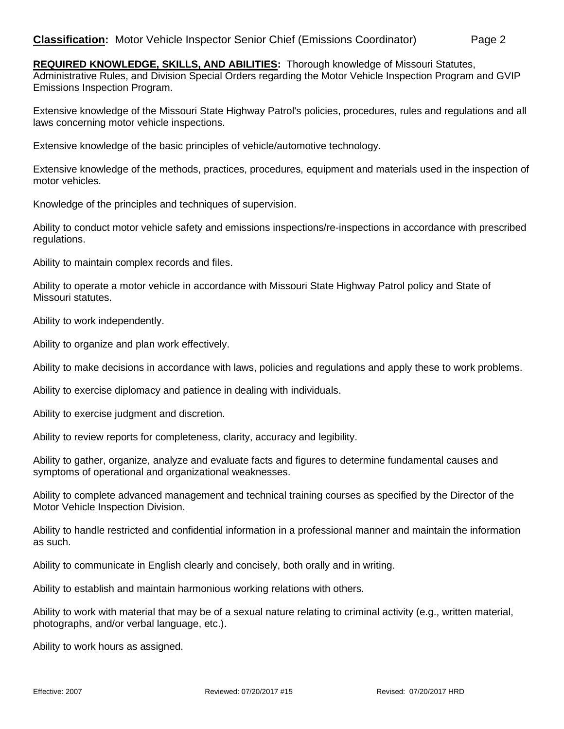**REQUIRED KNOWLEDGE, SKILLS, AND ABILITIES:** Thorough knowledge of Missouri Statutes, Administrative Rules, and Division Special Orders regarding the Motor Vehicle Inspection Program and GVIP Emissions Inspection Program.

Extensive knowledge of the Missouri State Highway Patrol's policies, procedures, rules and regulations and all laws concerning motor vehicle inspections.

Extensive knowledge of the basic principles of vehicle/automotive technology.

Extensive knowledge of the methods, practices, procedures, equipment and materials used in the inspection of motor vehicles.

Knowledge of the principles and techniques of supervision.

Ability to conduct motor vehicle safety and emissions inspections/re-inspections in accordance with prescribed regulations.

Ability to maintain complex records and files.

Ability to operate a motor vehicle in accordance with Missouri State Highway Patrol policy and State of Missouri statutes.

Ability to work independently.

Ability to organize and plan work effectively.

Ability to make decisions in accordance with laws, policies and regulations and apply these to work problems.

Ability to exercise diplomacy and patience in dealing with individuals.

Ability to exercise judgment and discretion.

Ability to review reports for completeness, clarity, accuracy and legibility.

Ability to gather, organize, analyze and evaluate facts and figures to determine fundamental causes and symptoms of operational and organizational weaknesses.

Ability to complete advanced management and technical training courses as specified by the Director of the Motor Vehicle Inspection Division.

Ability to handle restricted and confidential information in a professional manner and maintain the information as such.

Ability to communicate in English clearly and concisely, both orally and in writing.

Ability to establish and maintain harmonious working relations with others.

Ability to work with material that may be of a sexual nature relating to criminal activity (e.g., written material, photographs, and/or verbal language, etc.).

Ability to work hours as assigned.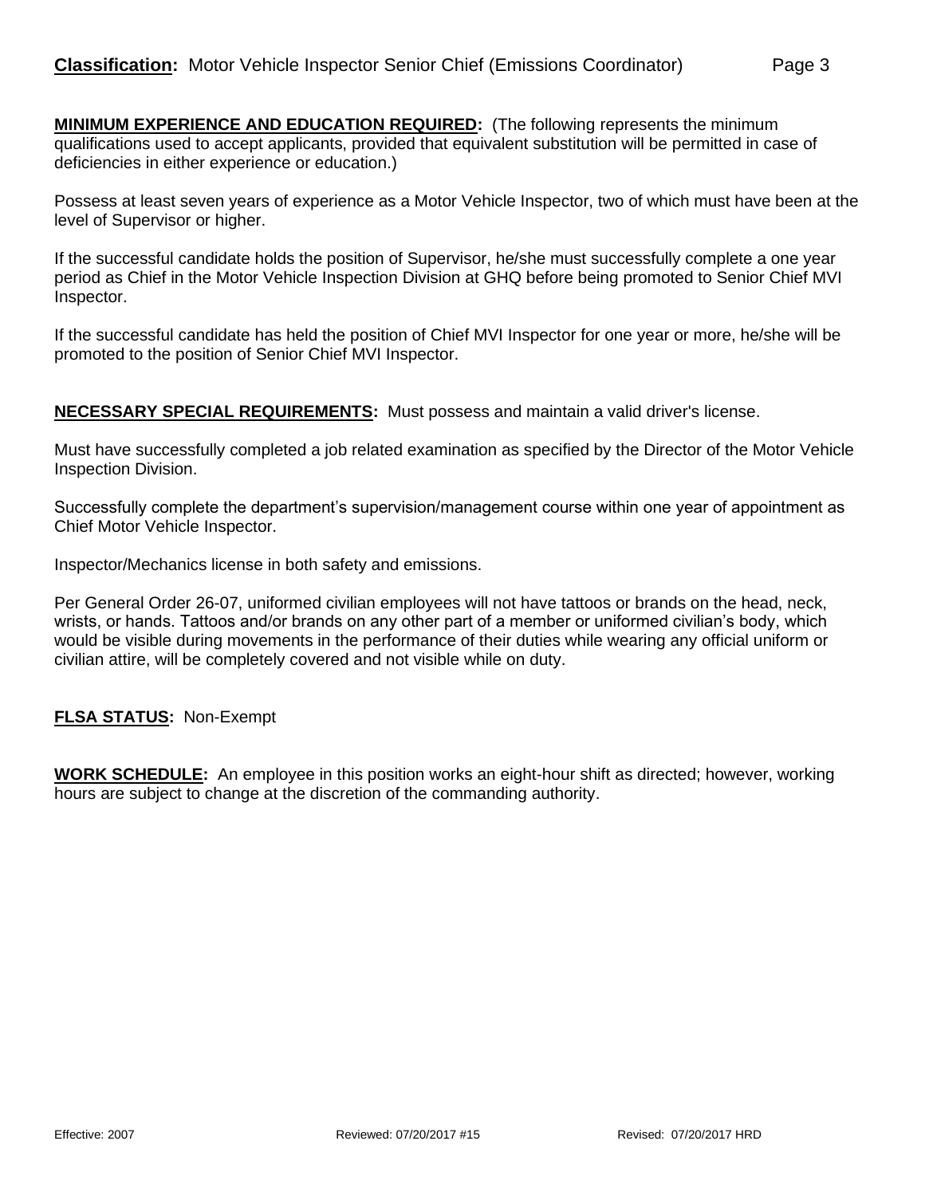**MINIMUM EXPERIENCE AND EDUCATION REQUIRED:** (The following represents the minimum qualifications used to accept applicants, provided that equivalent substitution will be permitted in case of deficiencies in either experience or education.)

Possess at least seven years of experience as a Motor Vehicle Inspector, two of which must have been at the level of Supervisor or higher.

If the successful candidate holds the position of Supervisor, he/she must successfully complete a one year period as Chief in the Motor Vehicle Inspection Division at GHQ before being promoted to Senior Chief MVI Inspector.

If the successful candidate has held the position of Chief MVI Inspector for one year or more, he/she will be promoted to the position of Senior Chief MVI Inspector.

**NECESSARY SPECIAL REQUIREMENTS:** Must possess and maintain a valid driver's license.

Must have successfully completed a job related examination as specified by the Director of the Motor Vehicle Inspection Division.

Successfully complete the department's supervision/management course within one year of appointment as Chief Motor Vehicle Inspector.

Inspector/Mechanics license in both safety and emissions.

Per General Order 26-07, uniformed civilian employees will not have tattoos or brands on the head, neck, wrists, or hands. Tattoos and/or brands on any other part of a member or uniformed civilian's body, which would be visible during movements in the performance of their duties while wearing any official uniform or civilian attire, will be completely covered and not visible while on duty.

**FLSA STATUS:** Non-Exempt

**WORK SCHEDULE:** An employee in this position works an eight-hour shift as directed; however, working hours are subject to change at the discretion of the commanding authority.

Effective: 2007 Reviewed: 07/20/2017 #15 Revised: 07/20/2017 HRD